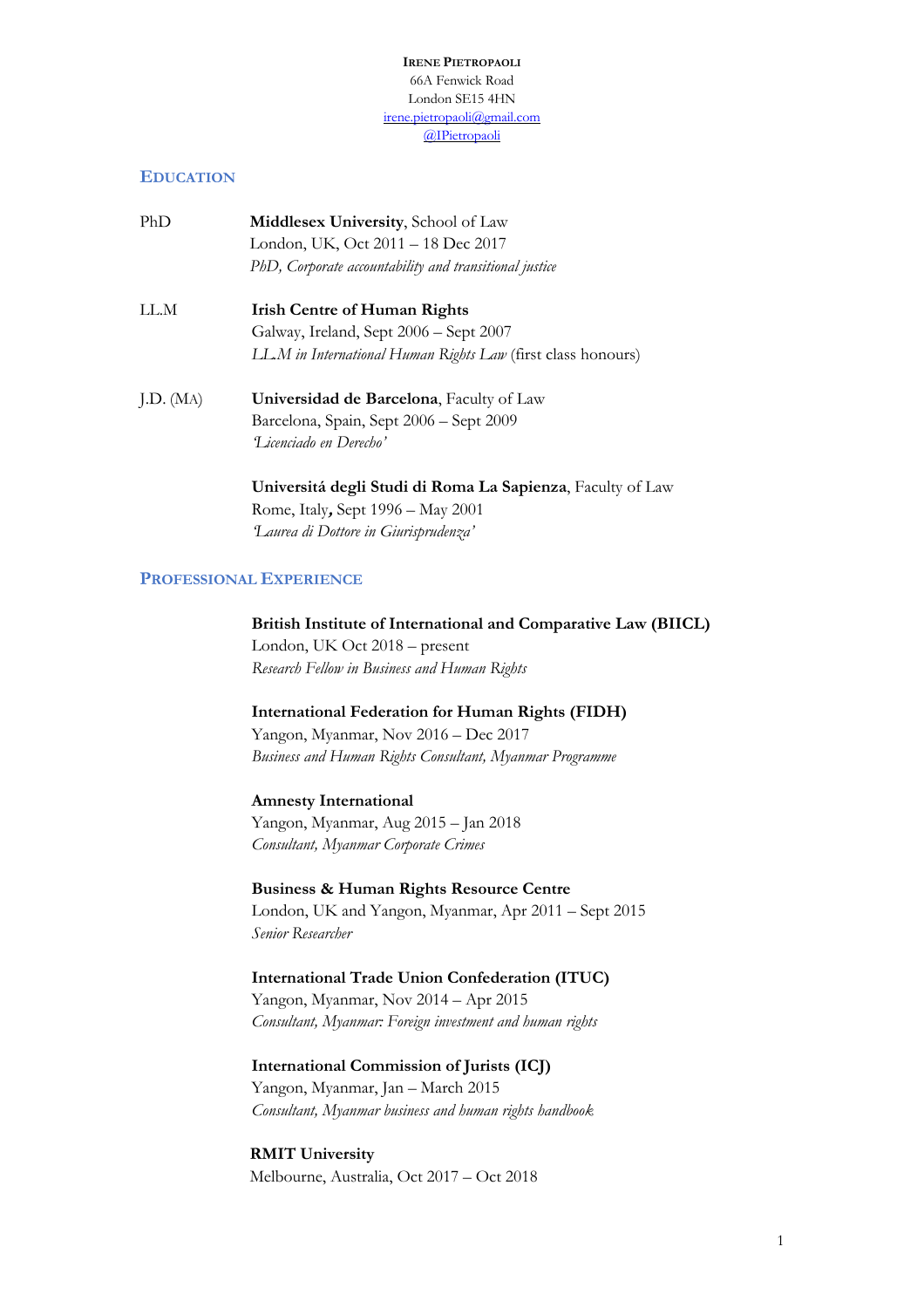**IRENE PIETROPAOLI**
66A Fenwick Road
London SE15 4HN
irene.pietropaoli@gmail.com
@IPietropaoli

## EDUCATION

PhD — **Middlesex University**, School of Law
London, UK, Oct 2011 – 18 Dec 2017
*PhD, Corporate accountability and transitional justice*

LL.M — **Irish Centre of Human Rights**
Galway, Ireland, Sept 2006 – Sept 2007
*LL.M in International Human Rights Law* (first class honours)

J.D. (MA) — **Universidad de Barcelona**, Faculty of Law
Barcelona, Spain, Sept 2006 – Sept 2009
*'Licenciado en Derecho'*

**Universitá degli Studi di Roma La Sapienza**, Faculty of Law
Rome, Italy**,** Sept 1996 – May 2001
*'Laurea di Dottore in Giurisprudenza'*

## PROFESSIONAL EXPERIENCE

**British Institute of International and Comparative Law (BIICL)**
London, UK Oct 2018 – present
*Research Fellow in Business and Human Rights*

**International Federation for Human Rights (FIDH)**
Yangon, Myanmar, Nov 2016 – Dec 2017
*Business and Human Rights Consultant, Myanmar Programme*

**Amnesty International**
Yangon, Myanmar, Aug 2015 – Jan 2018
*Consultant, Myanmar Corporate Crimes*

**Business & Human Rights Resource Centre**
London, UK and Yangon, Myanmar, Apr 2011 – Sept 2015
*Senior Researcher*

**International Trade Union Confederation (ITUC)**
Yangon, Myanmar, Nov 2014 – Apr 2015
*Consultant, Myanmar: Foreign investment and human rights*

**International Commission of Jurists (ICJ)**
Yangon, Myanmar, Jan – March 2015
*Consultant, Myanmar business and human rights handbook*

**RMIT University**
Melbourne, Australia, Oct 2017 – Oct 2018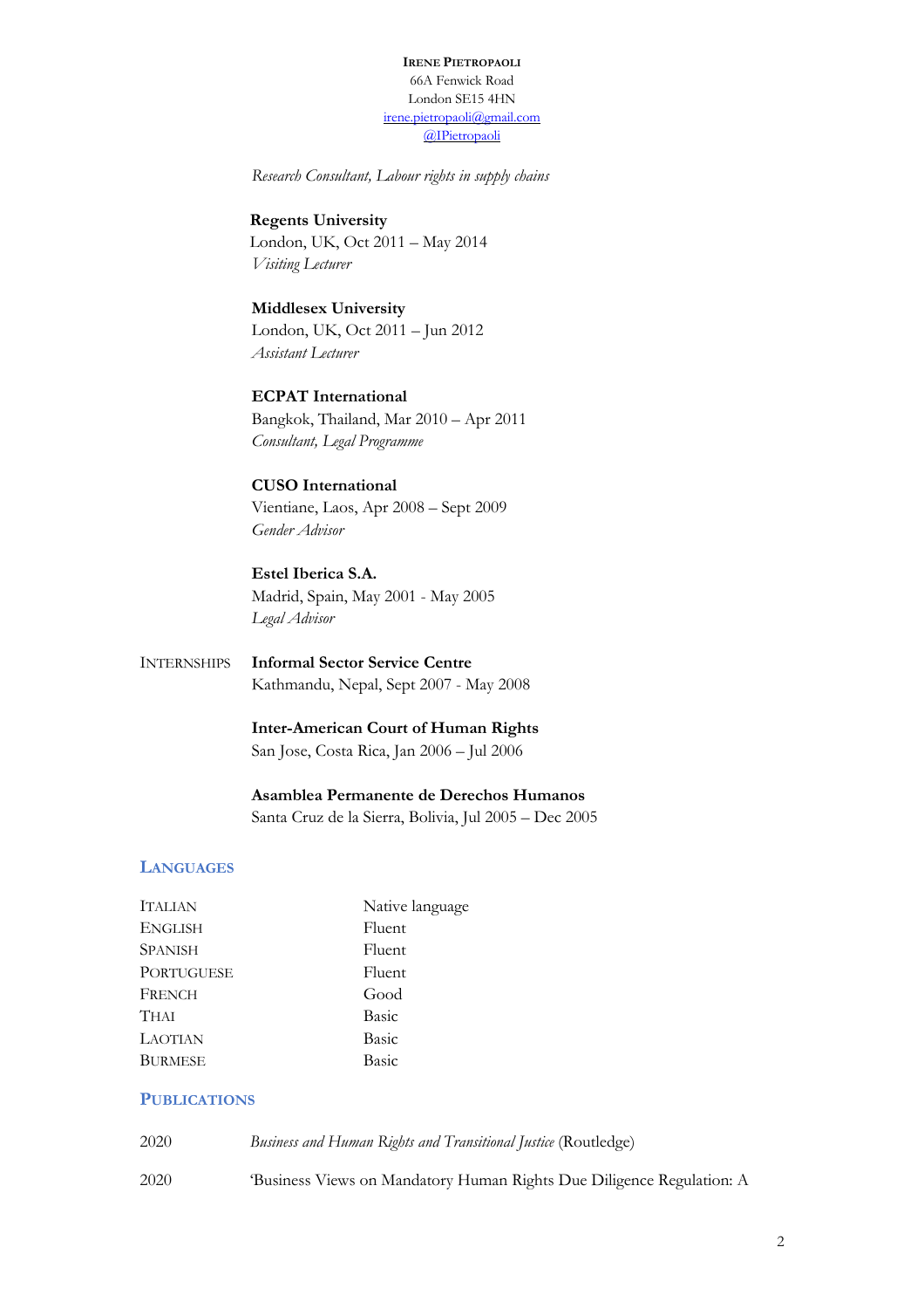**Irene Pietropaoli**
66A Fenwick Road
London SE15 4HN
irene.pietropaoli@gmail.com
@IPietropaoli

*Research Consultant, Labour rights in supply chains*

**Regents University**
London, UK, Oct 2011 – May 2014
*Visiting Lecturer*

**Middlesex University**
London, UK, Oct 2011 – Jun 2012
*Assistant Lecturer*

**ECPAT International**
Bangkok, Thailand, Mar 2010 – Apr 2011
*Consultant, Legal Programme*

**CUSO International**
Vientiane, Laos, Apr 2008 – Sept 2009
*Gender Advisor*

**Estel Iberica S.A.**
Madrid, Spain, May 2001 - May 2005
*Legal Advisor*

INTERNSHIPS

**Informal Sector Service Centre**
Kathmandu, Nepal, Sept 2007 - May 2008

**Inter-American Court of Human Rights**
San Jose, Costa Rica, Jan 2006 – Jul 2006

**Asamblea Permanente de Derechos Humanos**
Santa Cruz de la Sierra, Bolivia, Jul 2005 – Dec 2005

## Languages

| | |
|---|---|
| Italian | Native language |
| English | Fluent |
| Spanish | Fluent |
| Portuguese | Fluent |
| French | Good |
| Thai | Basic |
| Laotian | Basic |
| Burmese | Basic |

## Publications

2020 *Business and Human Rights and Transitional Justice* (Routledge)

2020 'Business Views on Mandatory Human Rights Due Diligence Regulation: A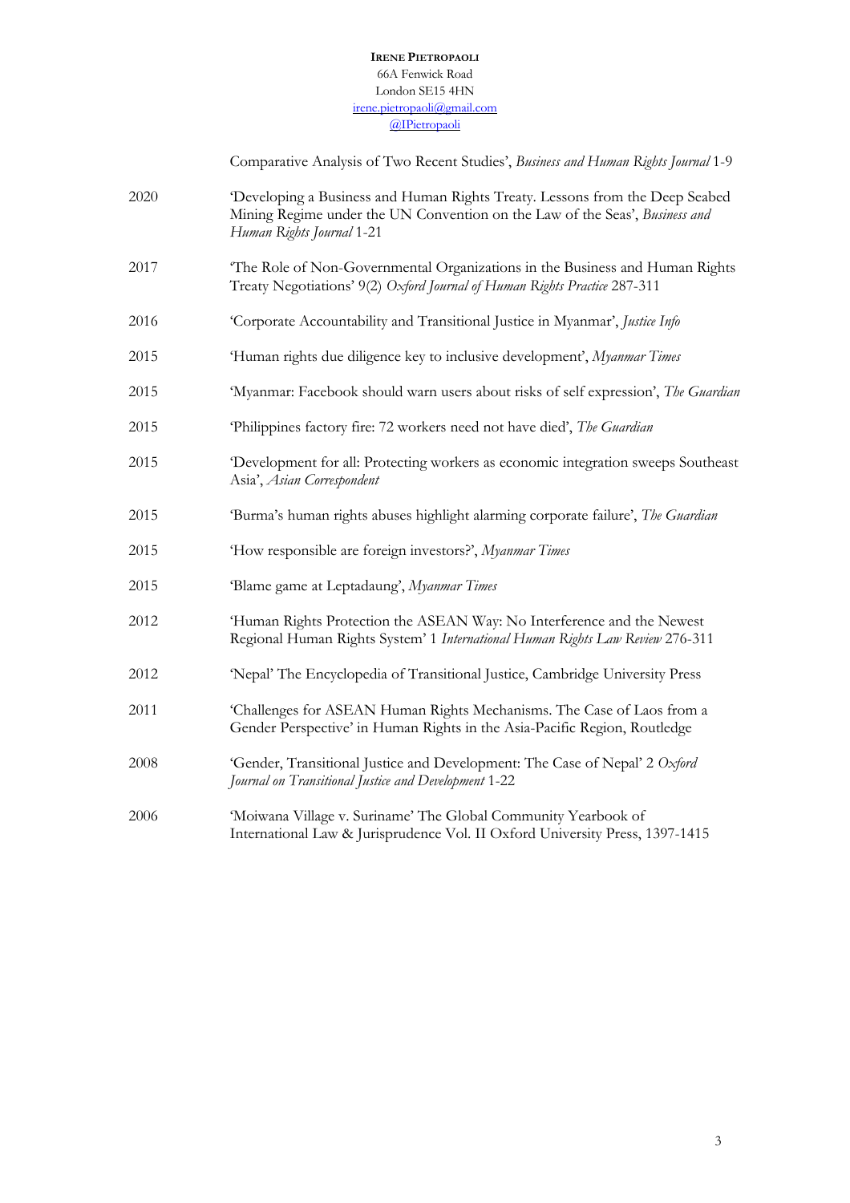Comparative Analysis of Two Recent Studies', *Business and Human Rights Journal* 1-9

2020 — 'Developing a Business and Human Rights Treaty. Lessons from the Deep Seabed Mining Regime under the UN Convention on the Law of the Seas', *Business and Human Rights Journal* 1-21

2017 — 'The Role of Non-Governmental Organizations in the Business and Human Rights Treaty Negotiations' 9(2) *Oxford Journal of Human Rights Practice* 287-311

2016 — 'Corporate Accountability and Transitional Justice in Myanmar', *Justice Info*

2015 — 'Human rights due diligence key to inclusive development', *Myanmar Times*

2015 — 'Myanmar: Facebook should warn users about risks of self expression', *The Guardian*

2015 — 'Philippines factory fire: 72 workers need not have died', *The Guardian*

2015 — 'Development for all: Protecting workers as economic integration sweeps Southeast Asia', *Asian Correspondent*

2015 — 'Burma's human rights abuses highlight alarming corporate failure', *The Guardian*

2015 — 'How responsible are foreign investors?', *Myanmar Times*

2015 — 'Blame game at Leptadaung', *Myanmar Times*

2012 — 'Human Rights Protection the ASEAN Way: No Interference and the Newest Regional Human Rights System' 1 *International Human Rights Law Review* 276-311

2012 — 'Nepal' The Encyclopedia of Transitional Justice, Cambridge University Press

2011 — 'Challenges for ASEAN Human Rights Mechanisms. The Case of Laos from a Gender Perspective' in Human Rights in the Asia-Pacific Region, Routledge

2008 — 'Gender, Transitional Justice and Development: The Case of Nepal' 2 *Oxford Journal on Transitional Justice and Development* 1-22

2006 — 'Moiwana Village v. Suriname' The Global Community Yearbook of International Law & Jurisprudence Vol. II Oxford University Press, 1397-1415